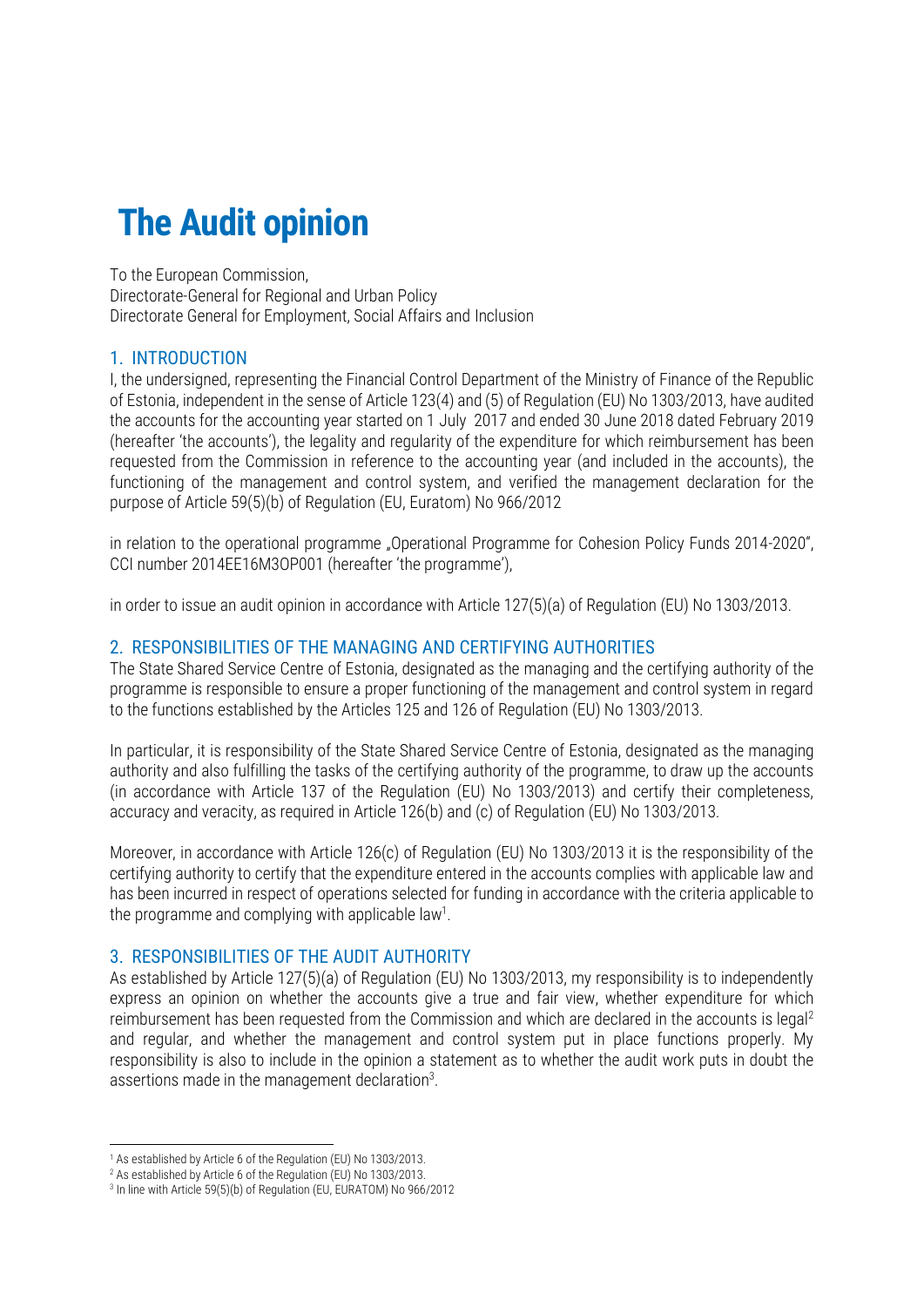# The Audit opinion

To the European Commission,
Directorate-General for Regional and Urban Policy
Directorate General for Employment, Social Affairs and Inclusion

## 1. INTRODUCTION

I, the undersigned, representing the Financial Control Department of the Ministry of Finance of the Republic of Estonia, independent in the sense of Article 123(4) and (5) of Regulation (EU) No 1303/2013, have audited the accounts for the accounting year started on 1 July 2017 and ended 30 June 2018 dated February 2019 (hereafter 'the accounts'), the legality and regularity of the expenditure for which reimbursement has been requested from the Commission in reference to the accounting year (and included in the accounts), the functioning of the management and control system, and verified the management declaration for the purpose of Article 59(5)(b) of Regulation (EU, Euratom) No 966/2012

in relation to the operational programme „Operational Programme for Cohesion Policy Funds 2014-2020", CCI number 2014EE16M3OP001 (hereafter 'the programme'),

in order to issue an audit opinion in accordance with Article 127(5)(a) of Regulation (EU) No 1303/2013.

## 2. RESPONSIBILITIES OF THE MANAGING AND CERTIFYING AUTHORITIES

The State Shared Service Centre of Estonia, designated as the managing and the certifying authority of the programme is responsible to ensure a proper functioning of the management and control system in regard to the functions established by the Articles 125 and 126 of Regulation (EU) No 1303/2013.

In particular, it is responsibility of the State Shared Service Centre of Estonia, designated as the managing authority and also fulfilling the tasks of the certifying authority of the programme, to draw up the accounts (in accordance with Article 137 of the Regulation (EU) No 1303/2013) and certify their completeness, accuracy and veracity, as required in Article 126(b) and (c) of Regulation (EU) No 1303/2013.

Moreover, in accordance with Article 126(c) of Regulation (EU) No 1303/2013 it is the responsibility of the certifying authority to certify that the expenditure entered in the accounts complies with applicable law and has been incurred in respect of operations selected for funding in accordance with the criteria applicable to the programme and complying with applicable law[1].

## 3. RESPONSIBILITIES OF THE AUDIT AUTHORITY

As established by Article 127(5)(a) of Regulation (EU) No 1303/2013, my responsibility is to independently express an opinion on whether the accounts give a true and fair view, whether expenditure for which reimbursement has been requested from the Commission and which are declared in the accounts is legal[2] and regular, and whether the management and control system put in place functions properly. My responsibility is also to include in the opinion a statement as to whether the audit work puts in doubt the assertions made in the management declaration[3].

---

[1] As established by Article 6 of the Regulation (EU) No 1303/2013.
[2] As established by Article 6 of the Regulation (EU) No 1303/2013.
[3] In line with Article 59(5)(b) of Regulation (EU, EURATOM) No 966/2012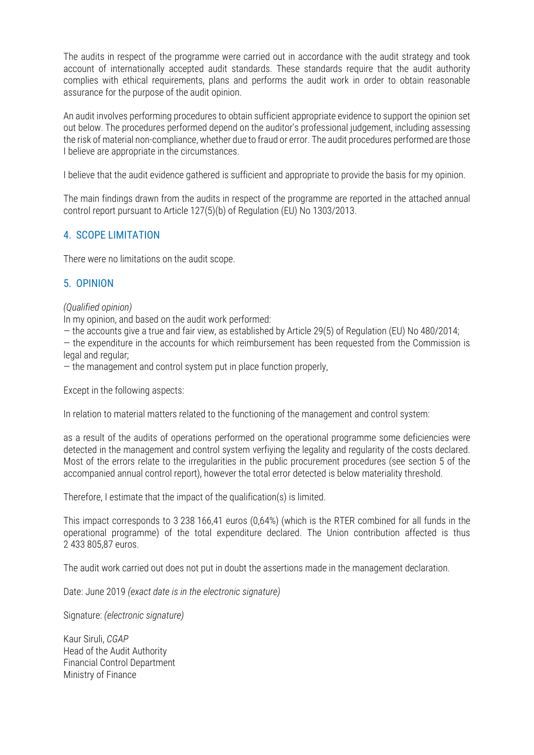The audits in respect of the programme were carried out in accordance with the audit strategy and took account of internationally accepted audit standards. These standards require that the audit authority complies with ethical requirements, plans and performs the audit work in order to obtain reasonable assurance for the purpose of the audit opinion.

An audit involves performing procedures to obtain sufficient appropriate evidence to support the opinion set out below. The procedures performed depend on the auditor's professional judgement, including assessing the risk of material non-compliance, whether due to fraud or error. The audit procedures performed are those I believe are appropriate in the circumstances.

I believe that the audit evidence gathered is sufficient and appropriate to provide the basis for my opinion.

The main findings drawn from the audits in respect of the programme are reported in the attached annual control report pursuant to Article 127(5)(b) of Regulation (EU) No 1303/2013.

## 4. SCOPE LIMITATION

There were no limitations on the audit scope.

## 5. OPINION

*(Qualified opinion)*

In my opinion, and based on the audit work performed:

— the accounts give a true and fair view, as established by Article 29(5) of Regulation (EU) No 480/2014;

— the expenditure in the accounts for which reimbursement has been requested from the Commission is legal and regular;

— the management and control system put in place function properly,

Except in the following aspects:

In relation to material matters related to the functioning of the management and control system:

as a result of the audits of operations performed on the operational programme some deficiencies were detected in the management and control system verfiying the legality and regularity of the costs declared. Most of the errors relate to the irregularities in the public procurement procedures (see section 5 of the accompanied annual control report), however the total error detected is below materiality threshold.

Therefore, I estimate that the impact of the qualification(s) is limited.

This impact corresponds to 3 238 166,41 euros (0,64%) (which is the RTER combined for all funds in the operational programme) of the total expenditure declared. The Union contribution affected is thus 2 433 805,87 euros.

The audit work carried out does not put in doubt the assertions made in the management declaration.

Date: June 2019 *(exact date is in the electronic signature)*

Signature: *(electronic signature)*

Kaur Siruli, *CGAP*
Head of the Audit Authority
Financial Control Department
Ministry of Finance